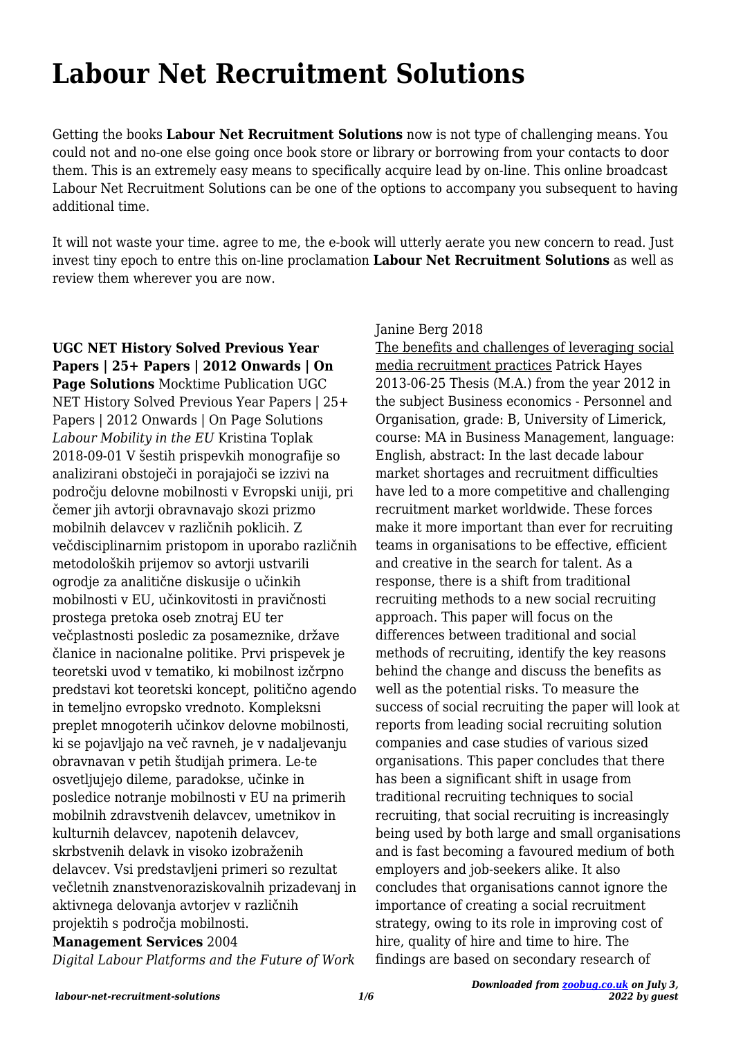# Labour Net Recruitment Solutions

Getting the books **Labour Net Recruitment Solutions** now is not type of challenging means. You could not and no-one else going once book store or library or borrowing from your contacts to door them. This is an extremely easy means to specifically acquire lead by on-line. This online broadcast Labour Net Recruitment Solutions can be one of the options to accompany you subsequent to having additional time.

It will not waste your time. agree to me, the e-book will utterly aerate you new concern to read. Just invest tiny epoch to entre this on-line proclamation **Labour Net Recruitment Solutions** as well as review them wherever you are now.

**UGC NET History Solved Previous Year Papers | 25+ Papers | 2012 Onwards | On Page Solutions** Mocktime Publication UGC NET History Solved Previous Year Papers | 25+ Papers | 2012 Onwards | On Page Solutions

*Labour Mobility in the EU* Kristina Toplak 2018-09-01 V šestih prispevkih monografije so analizirani obstoječi in porajajoči se izzivi na področju delovne mobilnosti v Evropski uniji, pri čemer jih avtorji obravnavajo skozi prizmo mobilnih delavcev v različnih poklicih. Z večdisciplinarnim pristopom in uporabo različnih metodoloških prijemov so avtorji ustvarili ogrodje za analitične diskusije o učinkih mobilnosti v EU, učinkovitosti in pravičnosti prostega pretoka oseb znotraj EU ter večplastnosti posledic za posameznike, države članice in nacionalne politike. Prvi prispevek je teoretski uvod v tematiko, ki mobilnost izčrpno predstavi kot teoretski koncept, politično agendo in temeljno evropsko vrednoto. Kompleksni preplet mnogoterih učinkov delovne mobilnosti, ki se pojavljajo na več ravneh, je v nadaljevanju obravnavan v petih študijah primera. Le-te osvetljujejo dileme, paradokse, učinke in posledice notranje mobilnosti v EU na primerih mobilnih zdravstvenih delavcev, umetnikov in kulturnih delavcev, napotenih delavcev, skrbstvenih delavk in visoko izobraženih delavcev. Vsi predstavljeni primeri so rezultat večletnih znanstvenoraziskovalnih prizadevanj in aktivnega delovanja avtorjev v različnih projektih s področja mobilnosti.

**Management Services** 2004

*Digital Labour Platforms and the Future of Work* Janine Berg 2018

The benefits and challenges of leveraging social media recruitment practices Patrick Hayes 2013-06-25 Thesis (M.A.) from the year 2012 in the subject Business economics - Personnel and Organisation, grade: B, University of Limerick, course: MA in Business Management, language: English, abstract: In the last decade labour market shortages and recruitment difficulties have led to a more competitive and challenging recruitment market worldwide. These forces make it more important than ever for recruiting teams in organisations to be effective, efficient and creative in the search for talent. As a response, there is a shift from traditional recruiting methods to a new social recruiting approach. This paper will focus on the differences between traditional and social methods of recruiting, identify the key reasons behind the change and discuss the benefits as well as the potential risks. To measure the success of social recruiting the paper will look at reports from leading social recruiting solution companies and case studies of various sized organisations. This paper concludes that there has been a significant shift in usage from traditional recruiting techniques to social recruiting, that social recruiting is increasingly being used by both large and small organisations and is fast becoming a favoured medium of both employers and job-seekers alike. It also concludes that organisations cannot ignore the importance of creating a social recruitment strategy, owing to its role in improving cost of hire, quality of hire and time to hire. The findings are based on secondary research of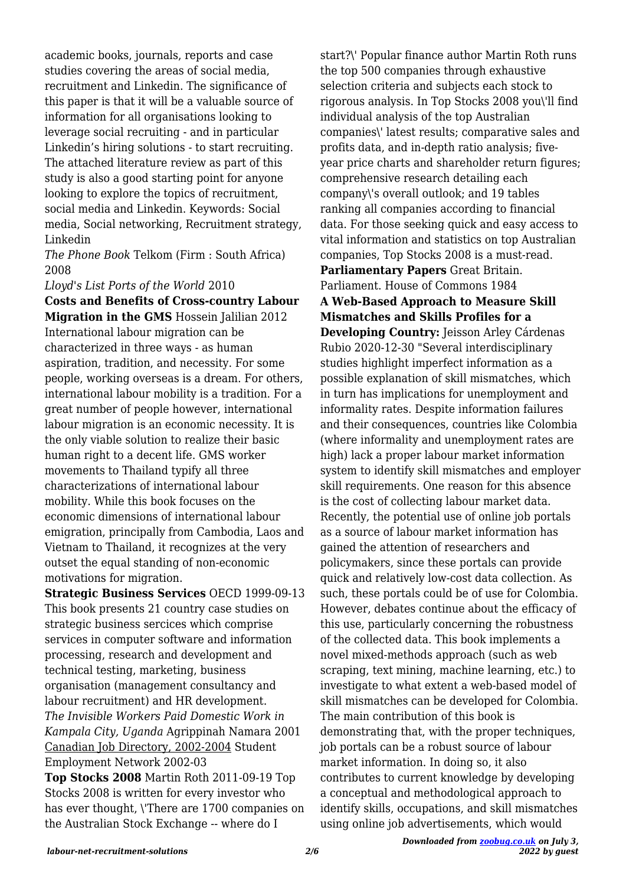academic books, journals, reports and case studies covering the areas of social media, recruitment and Linkedin. The significance of this paper is that it will be a valuable source of information for all organisations looking to leverage social recruiting - and in particular Linkedin's hiring solutions - to start recruiting. The attached literature review as part of this study is also a good starting point for anyone looking to explore the topics of recruitment, social media and Linkedin. Keywords: Social media, Social networking, Recruitment strategy, Linkedin

*The Phone Book* Telkom (Firm : South Africa) 2008

*Lloyd's List Ports of the World* 2010

**Costs and Benefits of Cross-country Labour Migration in the GMS** Hossein Jalilian 2012 International labour migration can be characterized in three ways - as human aspiration, tradition, and necessity. For some people, working overseas is a dream. For others, international labour mobility is a tradition. For a great number of people however, international labour migration is an economic necessity. It is the only viable solution to realize their basic human right to a decent life. GMS worker movements to Thailand typify all three characterizations of international labour mobility. While this book focuses on the economic dimensions of international labour emigration, principally from Cambodia, Laos and Vietnam to Thailand, it recognizes at the very outset the equal standing of non-economic motivations for migration.

**Strategic Business Services** OECD 1999-09-13 This book presents 21 country case studies on strategic business sercices which comprise services in computer software and information processing, research and development and technical testing, marketing, business organisation (management consultancy and labour recruitment) and HR development.

*The Invisible Workers Paid Domestic Work in Kampala City, Uganda* Agrippinah Namara 2001

Canadian Job Directory, 2002-2004 Student Employment Network 2002-03

**Top Stocks 2008** Martin Roth 2011-09-19 Top Stocks 2008 is written for every investor who has ever thought, \'There are 1700 companies on the Australian Stock Exchange -- where do I start?\' Popular finance author Martin Roth runs the top 500 companies through exhaustive selection criteria and subjects each stock to rigorous analysis. In Top Stocks 2008 you\'ll find individual analysis of the top Australian companies\' latest results; comparative sales and profits data, and in-depth ratio analysis; five-year price charts and shareholder return figures; comprehensive research detailing each company\'s overall outlook; and 19 tables ranking all companies according to financial data. For those seeking quick and easy access to vital information and statistics on top Australian companies, Top Stocks 2008 is a must-read.

**Parliamentary Papers** Great Britain. Parliament. House of Commons 1984

**A Web-Based Approach to Measure Skill Mismatches and Skills Profiles for a Developing Country:** Jeisson Arley Cárdenas Rubio 2020-12-30 "Several interdisciplinary studies highlight imperfect information as a possible explanation of skill mismatches, which in turn has implications for unemployment and informality rates. Despite information failures and their consequences, countries like Colombia (where informality and unemployment rates are high) lack a proper labour market information system to identify skill mismatches and employer skill requirements. One reason for this absence is the cost of collecting labour market data. Recently, the potential use of online job portals as a source of labour market information has gained the attention of researchers and policymakers, since these portals can provide quick and relatively low-cost data collection. As such, these portals could be of use for Colombia. However, debates continue about the efficacy of this use, particularly concerning the robustness of the collected data. This book implements a novel mixed-methods approach (such as web scraping, text mining, machine learning, etc.) to investigate to what extent a web-based model of skill mismatches can be developed for Colombia. The main contribution of this book is demonstrating that, with the proper techniques, job portals can be a robust source of labour market information. In doing so, it also contributes to current knowledge by developing a conceptual and methodological approach to identify skills, occupations, and skill mismatches using online job advertisements, which would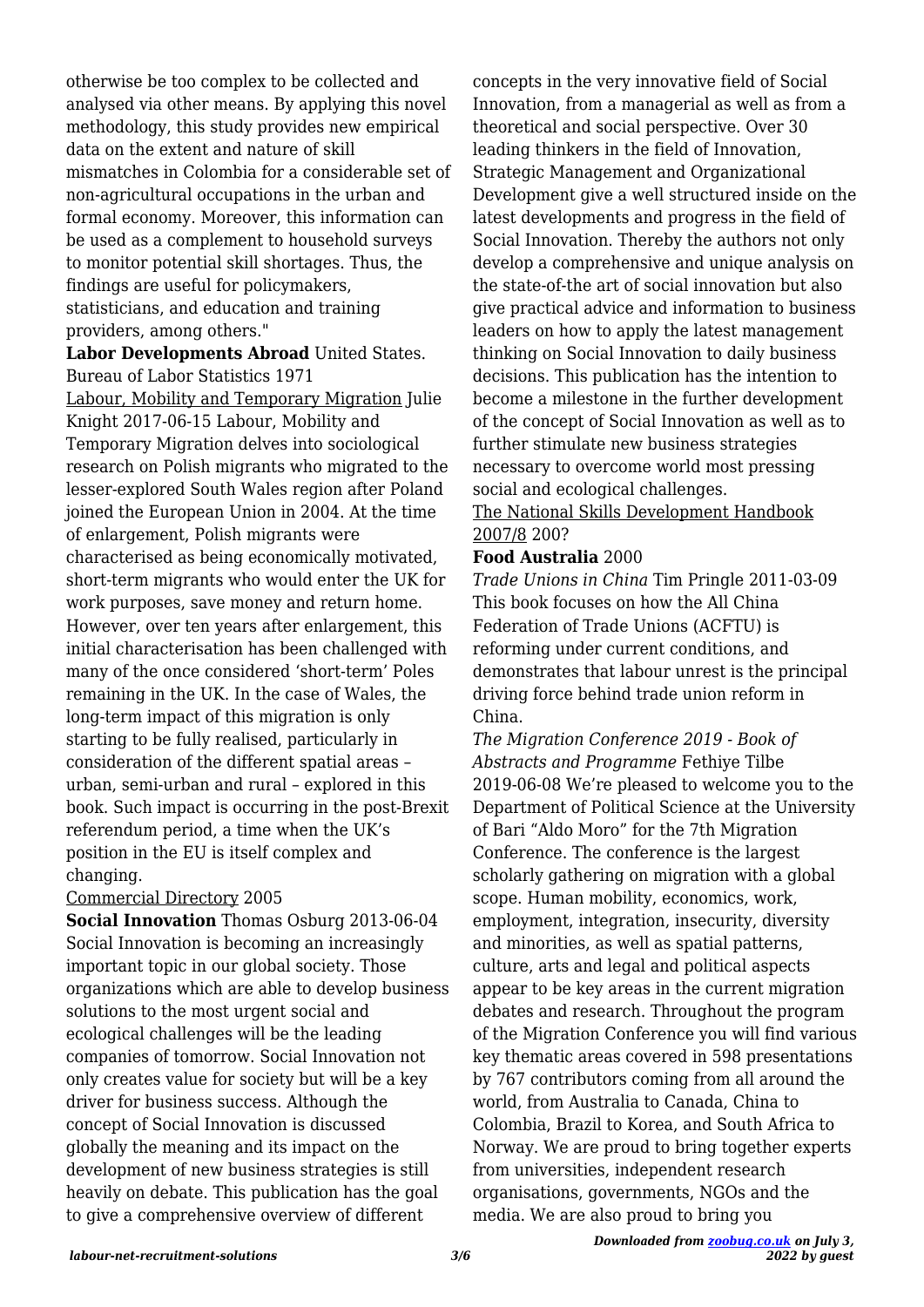otherwise be too complex to be collected and analysed via other means. By applying this novel methodology, this study provides new empirical data on the extent and nature of skill mismatches in Colombia for a considerable set of non-agricultural occupations in the urban and formal economy. Moreover, this information can be used as a complement to household surveys to monitor potential skill shortages. Thus, the findings are useful for policymakers, statisticians, and education and training providers, among others."

**Labor Developments Abroad** United States. Bureau of Labor Statistics 1971

Labour, Mobility and Temporary Migration Julie Knight 2017-06-15 Labour, Mobility and Temporary Migration delves into sociological research on Polish migrants who migrated to the lesser-explored South Wales region after Poland joined the European Union in 2004. At the time of enlargement, Polish migrants were characterised as being economically motivated, short-term migrants who would enter the UK for work purposes, save money and return home. However, over ten years after enlargement, this initial characterisation has been challenged with many of the once considered 'short-term' Poles remaining in the UK. In the case of Wales, the long-term impact of this migration is only starting to be fully realised, particularly in consideration of the different spatial areas – urban, semi-urban and rural – explored in this book. Such impact is occurring in the post-Brexit referendum period, a time when the UK's position in the EU is itself complex and changing.

Commercial Directory 2005

**Social Innovation** Thomas Osburg 2013-06-04 Social Innovation is becoming an increasingly important topic in our global society. Those organizations which are able to develop business solutions to the most urgent social and ecological challenges will be the leading companies of tomorrow. Social Innovation not only creates value for society but will be a key driver for business success. Although the concept of Social Innovation is discussed globally the meaning and its impact on the development of new business strategies is still heavily on debate. This publication has the goal to give a comprehensive overview of different concepts in the very innovative field of Social Innovation, from a managerial as well as from a theoretical and social perspective. Over 30 leading thinkers in the field of Innovation, Strategic Management and Organizational Development give a well structured inside on the latest developments and progress in the field of Social Innovation. Thereby the authors not only develop a comprehensive and unique analysis on the state-of-the art of social innovation but also give practical advice and information to business leaders on how to apply the latest management thinking on Social Innovation to daily business decisions. This publication has the intention to become a milestone in the further development of the concept of Social Innovation as well as to further stimulate new business strategies necessary to overcome world most pressing social and ecological challenges.

The National Skills Development Handbook 2007/8 200?

**Food Australia** 2000

*Trade Unions in China* Tim Pringle 2011-03-09 This book focuses on how the All China Federation of Trade Unions (ACFTU) is reforming under current conditions, and demonstrates that labour unrest is the principal driving force behind trade union reform in China.

*The Migration Conference 2019 - Book of Abstracts and Programme* Fethiye Tilbe 2019-06-08 We're pleased to welcome you to the Department of Political Science at the University of Bari "Aldo Moro" for the 7th Migration Conference. The conference is the largest scholarly gathering on migration with a global scope. Human mobility, economics, work, employment, integration, insecurity, diversity and minorities, as well as spatial patterns, culture, arts and legal and political aspects appear to be key areas in the current migration debates and research. Throughout the program of the Migration Conference you will find various key thematic areas covered in 598 presentations by 767 contributors coming from all around the world, from Australia to Canada, China to Colombia, Brazil to Korea, and South Africa to Norway. We are proud to bring together experts from universities, independent research organisations, governments, NGOs and the media. We are also proud to bring you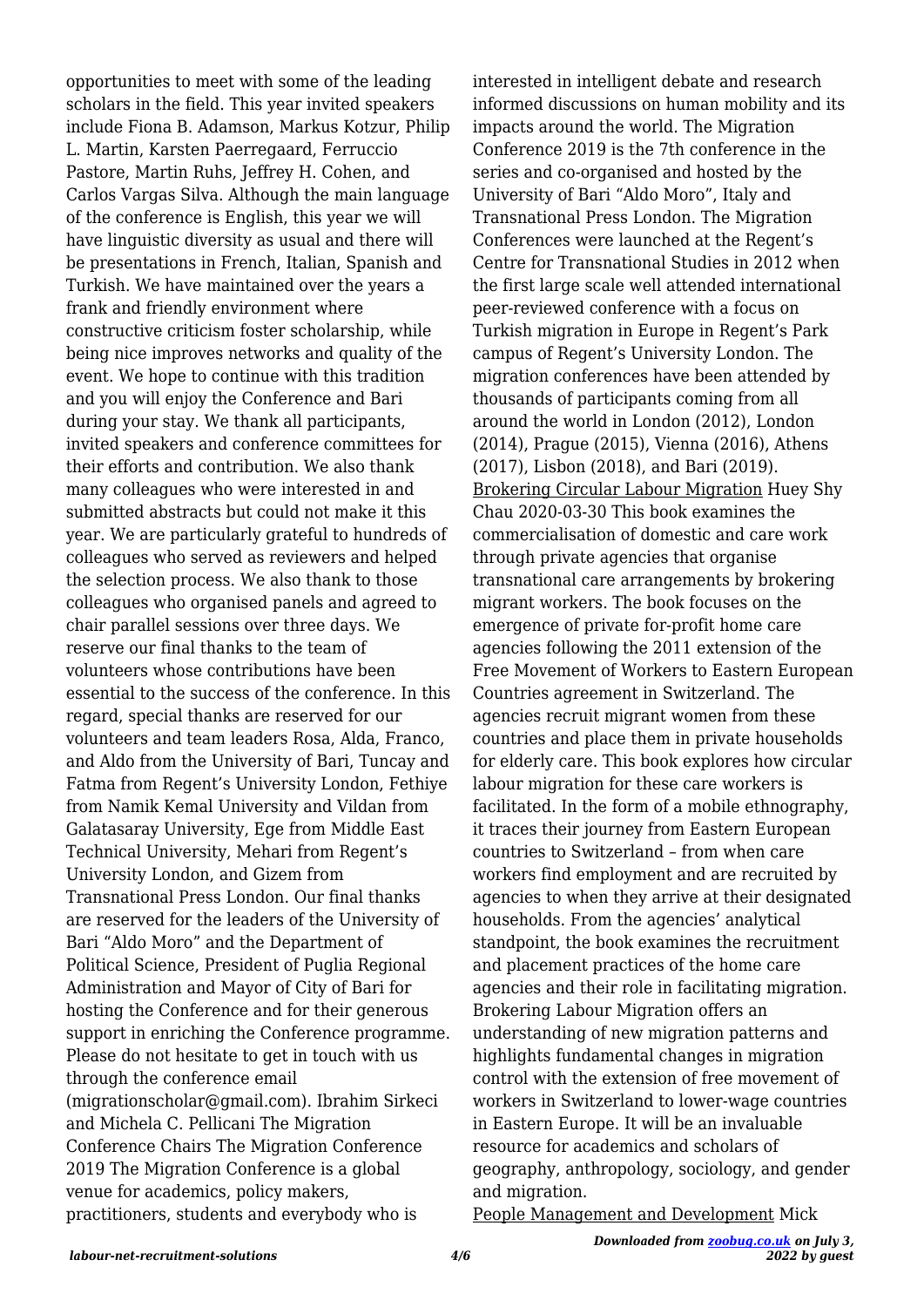opportunities to meet with some of the leading scholars in the field. This year invited speakers include Fiona B. Adamson, Markus Kotzur, Philip L. Martin, Karsten Paerregaard, Ferruccio Pastore, Martin Ruhs, Jeffrey H. Cohen, and Carlos Vargas Silva. Although the main language of the conference is English, this year we will have linguistic diversity as usual and there will be presentations in French, Italian, Spanish and Turkish. We have maintained over the years a frank and friendly environment where constructive criticism foster scholarship, while being nice improves networks and quality of the event. We hope to continue with this tradition and you will enjoy the Conference and Bari during your stay. We thank all participants, invited speakers and conference committees for their efforts and contribution. We also thank many colleagues who were interested in and submitted abstracts but could not make it this year. We are particularly grateful to hundreds of colleagues who served as reviewers and helped the selection process. We also thank to those colleagues who organised panels and agreed to chair parallel sessions over three days. We reserve our final thanks to the team of volunteers whose contributions have been essential to the success of the conference. In this regard, special thanks are reserved for our volunteers and team leaders Rosa, Alda, Franco, and Aldo from the University of Bari, Tuncay and Fatma from Regent's University London, Fethiye from Namik Kemal University and Vildan from Galatasaray University, Ege from Middle East Technical University, Mehari from Regent's University London, and Gizem from Transnational Press London. Our final thanks are reserved for the leaders of the University of Bari "Aldo Moro" and the Department of Political Science, President of Puglia Regional Administration and Mayor of City of Bari for hosting the Conference and for their generous support in enriching the Conference programme. Please do not hesitate to get in touch with us through the conference email (migrationscholar@gmail.com). Ibrahim Sirkeci and Michela C. Pellicani The Migration Conference Chairs The Migration Conference 2019 The Migration Conference is a global venue for academics, policy makers, practitioners, students and everybody who is interested in intelligent debate and research informed discussions on human mobility and its impacts around the world. The Migration Conference 2019 is the 7th conference in the series and co-organised and hosted by the University of Bari "Aldo Moro", Italy and Transnational Press London. The Migration Conferences were launched at the Regent's Centre for Transnational Studies in 2012 when the first large scale well attended international peer-reviewed conference with a focus on Turkish migration in Europe in Regent's Park campus of Regent's University London. The migration conferences have been attended by thousands of participants coming from all around the world in London (2012), London (2014), Prague (2015), Vienna (2016), Athens (2017), Lisbon (2018), and Bari (2019).

Brokering Circular Labour Migration Huey Shy Chau 2020-03-30 This book examines the commercialisation of domestic and care work through private agencies that organise transnational care arrangements by brokering migrant workers. The book focuses on the emergence of private for-profit home care agencies following the 2011 extension of the Free Movement of Workers to Eastern European Countries agreement in Switzerland. The agencies recruit migrant women from these countries and place them in private households for elderly care. This book explores how circular labour migration for these care workers is facilitated. In the form of a mobile ethnography, it traces their journey from Eastern European countries to Switzerland – from when care workers find employment and are recruited by agencies to when they arrive at their designated households. From the agencies' analytical standpoint, the book examines the recruitment and placement practices of the home care agencies and their role in facilitating migration. Brokering Labour Migration offers an understanding of new migration patterns and highlights fundamental changes in migration control with the extension of free movement of workers in Switzerland to lower-wage countries in Eastern Europe. It will be an invaluable resource for academics and scholars of geography, anthropology, sociology, and gender and migration.

People Management and Development Mick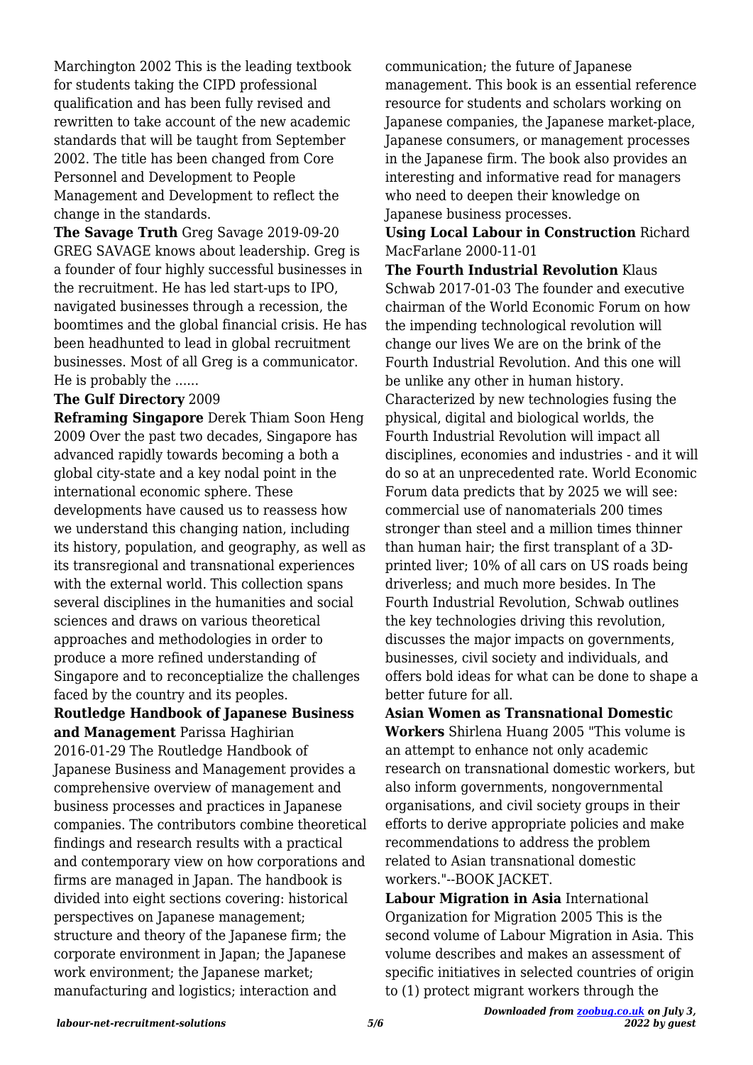Marchington 2002 This is the leading textbook for students taking the CIPD professional qualification and has been fully revised and rewritten to take account of the new academic standards that will be taught from September 2002. The title has been changed from Core Personnel and Development to People Management and Development to reflect the change in the standards.

**The Savage Truth** Greg Savage 2019-09-20 GREG SAVAGE knows about leadership. Greg is a founder of four highly successful businesses in the recruitment. He has led start-ups to IPO, navigated businesses through a recession, the boomtimes and the global financial crisis. He has been headhunted to lead in global recruitment businesses. Most of all Greg is a communicator. He is probably the ......

**The Gulf Directory** 2009

**Reframing Singapore** Derek Thiam Soon Heng 2009 Over the past two decades, Singapore has advanced rapidly towards becoming a both a global city-state and a key nodal point in the international economic sphere. These developments have caused us to reassess how we understand this changing nation, including its history, population, and geography, as well as its transregional and transnational experiences with the external world. This collection spans several disciplines in the humanities and social sciences and draws on various theoretical approaches and methodologies in order to produce a more refined understanding of Singapore and to reconceptialize the challenges faced by the country and its peoples.

**Routledge Handbook of Japanese Business and Management** Parissa Haghirian 2016-01-29 The Routledge Handbook of Japanese Business and Management provides a comprehensive overview of management and business processes and practices in Japanese companies. The contributors combine theoretical findings and research results with a practical and contemporary view on how corporations and firms are managed in Japan. The handbook is divided into eight sections covering: historical perspectives on Japanese management; structure and theory of the Japanese firm; the corporate environment in Japan; the Japanese work environment; the Japanese market; manufacturing and logistics; interaction and communication; the future of Japanese management. This book is an essential reference resource for students and scholars working on Japanese companies, the Japanese market-place, Japanese consumers, or management processes in the Japanese firm. The book also provides an interesting and informative read for managers who need to deepen their knowledge on Japanese business processes.

**Using Local Labour in Construction** Richard MacFarlane 2000-11-01

**The Fourth Industrial Revolution** Klaus Schwab 2017-01-03 The founder and executive chairman of the World Economic Forum on how the impending technological revolution will change our lives We are on the brink of the Fourth Industrial Revolution. And this one will be unlike any other in human history. Characterized by new technologies fusing the physical, digital and biological worlds, the Fourth Industrial Revolution will impact all disciplines, economies and industries - and it will do so at an unprecedented rate. World Economic Forum data predicts that by 2025 we will see: commercial use of nanomaterials 200 times stronger than steel and a million times thinner than human hair; the first transplant of a 3D-printed liver; 10% of all cars on US roads being driverless; and much more besides. In The Fourth Industrial Revolution, Schwab outlines the key technologies driving this revolution, discusses the major impacts on governments, businesses, civil society and individuals, and offers bold ideas for what can be done to shape a better future for all.

**Asian Women as Transnational Domestic Workers** Shirlena Huang 2005 "This volume is an attempt to enhance not only academic research on transnational domestic workers, but also inform governments, nongovernmental organisations, and civil society groups in their efforts to derive appropriate policies and make recommendations to address the problem related to Asian transnational domestic workers."--BOOK JACKET.

**Labour Migration in Asia** International Organization for Migration 2005 This is the second volume of Labour Migration in Asia. This volume describes and makes an assessment of specific initiatives in selected countries of origin to (1) protect migrant workers through the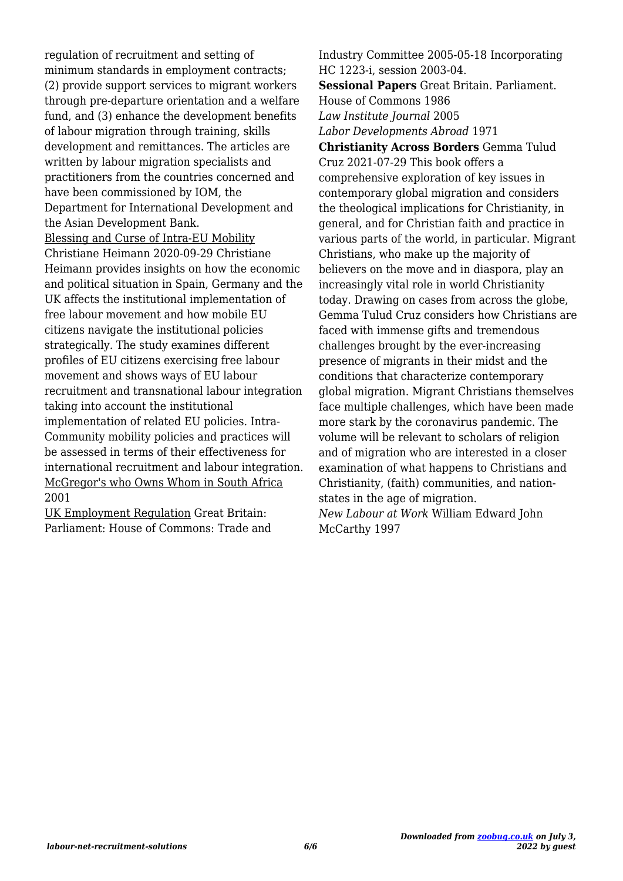regulation of recruitment and setting of minimum standards in employment contracts; (2) provide support services to migrant workers through pre-departure orientation and a welfare fund, and (3) enhance the development benefits of labour migration through training, skills development and remittances. The articles are written by labour migration specialists and practitioners from the countries concerned and have been commissioned by IOM, the Department for International Development and the Asian Development Bank.

Blessing and Curse of Intra-EU Mobility Christiane Heimann 2020-09-29 Christiane Heimann provides insights on how the economic and political situation in Spain, Germany and the UK affects the institutional implementation of free labour movement and how mobile EU citizens navigate the institutional policies strategically. The study examines different profiles of EU citizens exercising free labour movement and shows ways of EU labour recruitment and transnational labour integration taking into account the institutional implementation of related EU policies. Intra-Community mobility policies and practices will be assessed in terms of their effectiveness for international recruitment and labour integration.

McGregor's who Owns Whom in South Africa 2001

UK Employment Regulation Great Britain: Parliament: House of Commons: Trade and Industry Committee 2005-05-18 Incorporating HC 1223-i, session 2003-04.

**Sessional Papers** Great Britain. Parliament. House of Commons 1986

*Law Institute Journal* 2005

*Labor Developments Abroad* 1971

**Christianity Across Borders** Gemma Tulud Cruz 2021-07-29 This book offers a comprehensive exploration of key issues in contemporary global migration and considers the theological implications for Christianity, in general, and for Christian faith and practice in various parts of the world, in particular. Migrant Christians, who make up the majority of believers on the move and in diaspora, play an increasingly vital role in world Christianity today. Drawing on cases from across the globe, Gemma Tulud Cruz considers how Christians are faced with immense gifts and tremendous challenges brought by the ever-increasing presence of migrants in their midst and the conditions that characterize contemporary global migration. Migrant Christians themselves face multiple challenges, which have been made more stark by the coronavirus pandemic. The volume will be relevant to scholars of religion and of migration who are interested in a closer examination of what happens to Christians and Christianity, (faith) communities, and nation-states in the age of migration.

*New Labour at Work* William Edward John McCarthy 1997